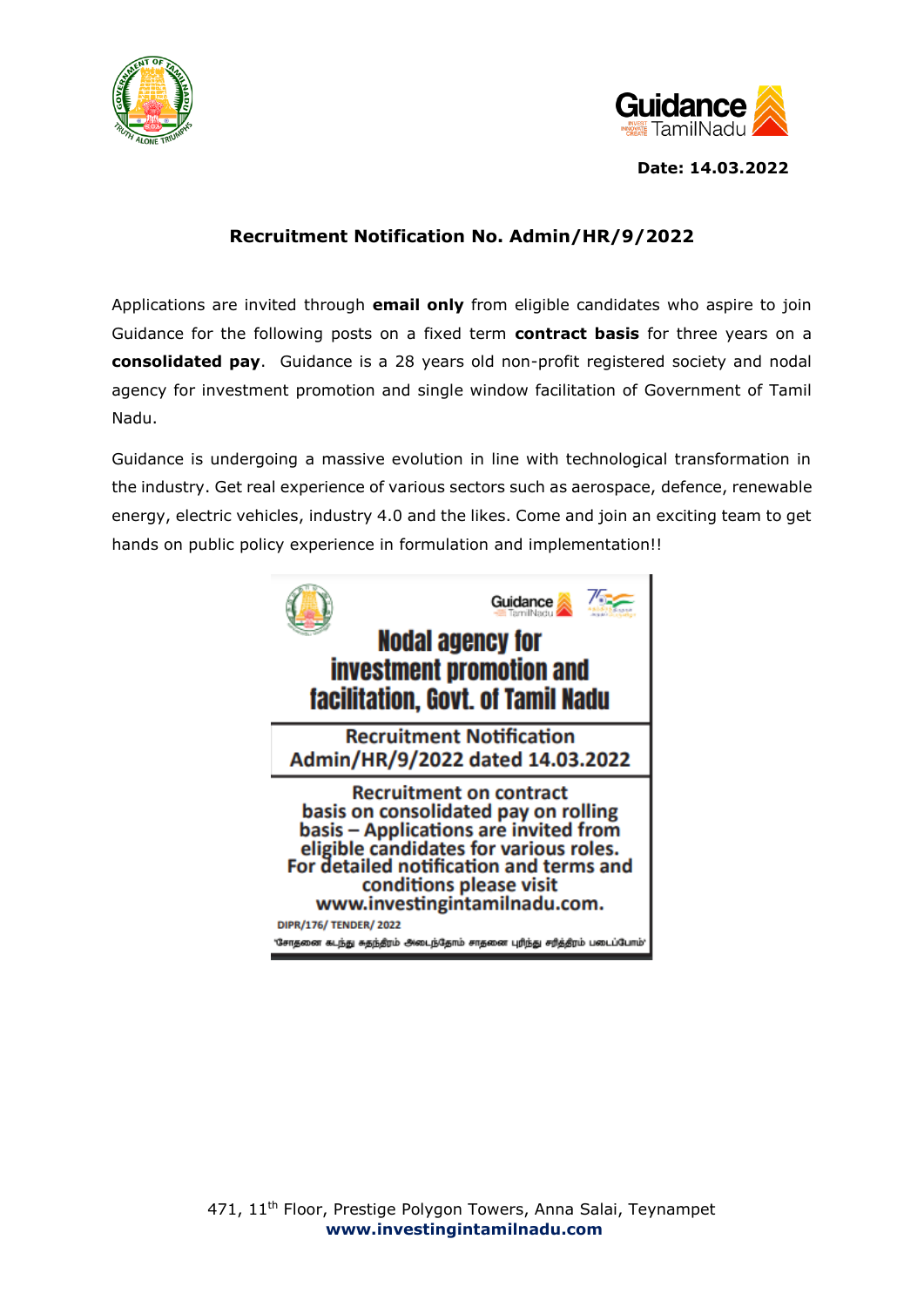Date: 14.03.2022

## Recruitment Notification No. Admin/HR/9/2022

Applications are invited through **email only** from eligible candidates who aspire to join Guidance for the following posts on a fixed term **contract basis** for three years on a **consolidated pay**. Guidance is a 28 years old non-profit registered society and nodal agency for investment promotion and single window facilitation of Government of Tamil Nadu.

Guidance is undergoing a massive evolution in line with technological transformation in the industry. Get real experience of various sectors such as aerospace, defence, renewable energy, electric vehicles, industry 4.0 and the likes. Come and join an exciting team to get hands on public policy experience in formulation and implementation!!

**Nodal agency for investment promotion and facilitation, Govt. of Tamil Nadu**

**Recruitment Notification Admin/HR/9/2022 dated 14.03.2022**

**Recruitment on contract basis on consolidated pay on rolling basis – Applications are invited from eligible candidates for various roles. For detailed notification and terms and conditions please visit www.investingintamilnadu.com.**

DIPR/176/ TENDER/ 2022

'சோதனை கடந்து சுதந்திரம் அடைந்தோம் சாதனை புரிந்து சரித்திரம் படைப்போம்'

471, 11th Floor, Prestige Polygon Towers, Anna Salai, Teynampet
**www.investingintamilnadu.com**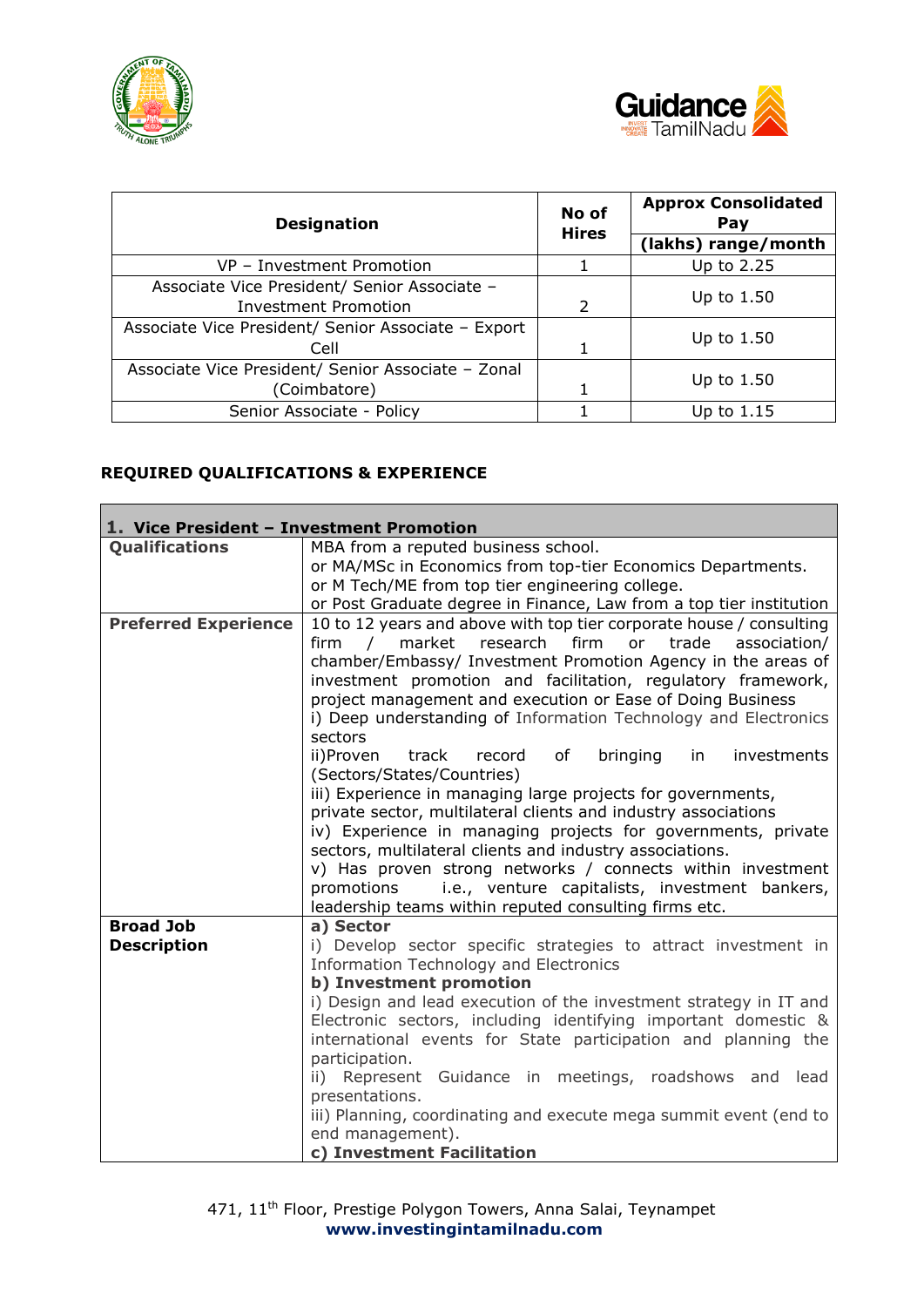| Designation | No of Hires | Approx Consolidated Pay (lakhs) range/month |
|---|---|---|
| VP – Investment Promotion | 1 | Up to 2.25 |
| Associate Vice President/ Senior Associate – Investment Promotion | 2 | Up to 1.50 |
| Associate Vice President/ Senior Associate – Export Cell | 1 | Up to 1.50 |
| Associate Vice President/ Senior Associate – Zonal (Coimbatore) | 1 | Up to 1.50 |
| Senior Associate - Policy | 1 | Up to 1.15 |

**REQUIRED QUALIFICATIONS & EXPERIENCE**

| **1. Vice President – Investment Promotion** | |
|---|---|
| **Qualifications** | MBA from a reputed business school.<br>or MA/MSc in Economics from top-tier Economics Departments.<br>or M Tech/ME from top tier engineering college.<br>or Post Graduate degree in Finance, Law from a top tier institution |
| **Preferred Experience** | 10 to 12 years and above with top tier corporate house / consulting firm / market research firm or trade association/ chamber/Embassy/ Investment Promotion Agency in the areas of investment promotion and facilitation, regulatory framework, project management and execution or Ease of Doing Business<br>i) Deep understanding of Information Technology and Electronics sectors<br>ii)Proven track record of bringing in investments (Sectors/States/Countries)<br>iii) Experience in managing large projects for governments, private sector, multilateral clients and industry associations<br>iv) Experience in managing projects for governments, private sectors, multilateral clients and industry associations.<br>v) Has proven strong networks / connects within investment promotions i.e., venture capitalists, investment bankers, leadership teams within reputed consulting firms etc. |
| **Broad Job Description** | **a) Sector**<br>i) Develop sector specific strategies to attract investment in Information Technology and Electronics<br>**b) Investment promotion**<br>i) Design and lead execution of the investment strategy in IT and Electronic sectors, including identifying important domestic & international events for State participation and planning the participation.<br>ii) Represent Guidance in meetings, roadshows and lead presentations.<br>iii) Planning, coordinating and execute mega summit event (end to end management).<br>**c) Investment Facilitation** |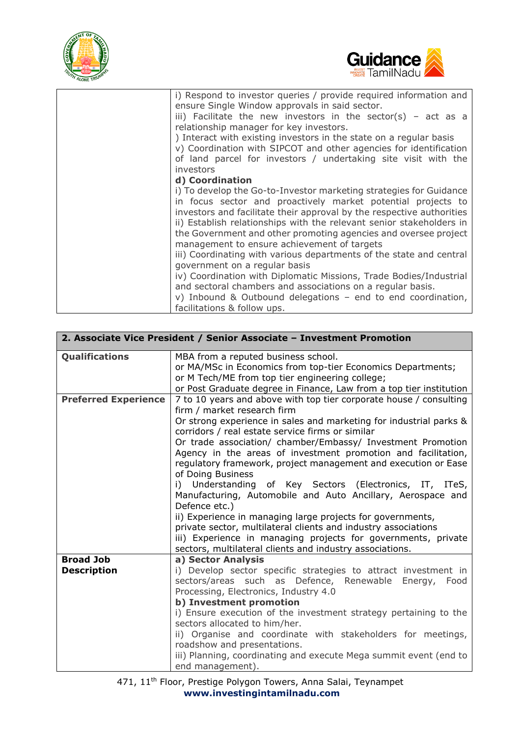| | |
|---|---|
| | i) Respond to investor queries / provide required information and ensure Single Window approvals in said sector.<br>iii) Facilitate the new investors in the sector(s) – act as a relationship manager for key investors.<br>) Interact with existing investors in the state on a regular basis<br>v) Coordination with SIPCOT and other agencies for identification of land parcel for investors / undertaking site visit with the investors<br>**d) Coordination**<br>i) To develop the Go-to-Investor marketing strategies for Guidance in focus sector and proactively market potential projects to investors and facilitate their approval by the respective authorities<br>ii) Establish relationships with the relevant senior stakeholders in the Government and other promoting agencies and oversee project management to ensure achievement of targets<br>iii) Coordinating with various departments of the state and central government on a regular basis<br>iv) Coordination with Diplomatic Missions, Trade Bodies/Industrial and sectoral chambers and associations on a regular basis.<br>v) Inbound & Outbound delegations – end to end coordination, facilitations & follow ups. |

| **2. Associate Vice President / Senior Associate – Investment Promotion** | |
|---|---|
| **Qualifications** | MBA from a reputed business school.<br>or MA/MSc in Economics from top-tier Economics Departments;<br>or M Tech/ME from top tier engineering college;<br>or Post Graduate degree in Finance, Law from a top tier institution |
| **Preferred Experience** | 7 to 10 years and above with top tier corporate house / consulting firm / market research firm<br>Or strong experience in sales and marketing for industrial parks & corridors / real estate service firms or similar<br>Or trade association/ chamber/Embassy/ Investment Promotion Agency in the areas of investment promotion and facilitation, regulatory framework, project management and execution or Ease of Doing Business<br>i) Understanding of Key Sectors (Electronics, IT, ITeS, Manufacturing, Automobile and Auto Ancillary, Aerospace and Defence etc.)<br>ii) Experience in managing large projects for governments, private sector, multilateral clients and industry associations<br>iii) Experience in managing projects for governments, private sectors, multilateral clients and industry associations. |
| **Broad Job Description** | **a) Sector Analysis**<br>i) Develop sector specific strategies to attract investment in sectors/areas such as Defence, Renewable Energy, Food Processing, Electronics, Industry 4.0<br>**b) Investment promotion**<br>i) Ensure execution of the investment strategy pertaining to the sectors allocated to him/her.<br>ii) Organise and coordinate with stakeholders for meetings, roadshow and presentations.<br>iii) Planning, coordinating and execute Mega summit event (end to end management). |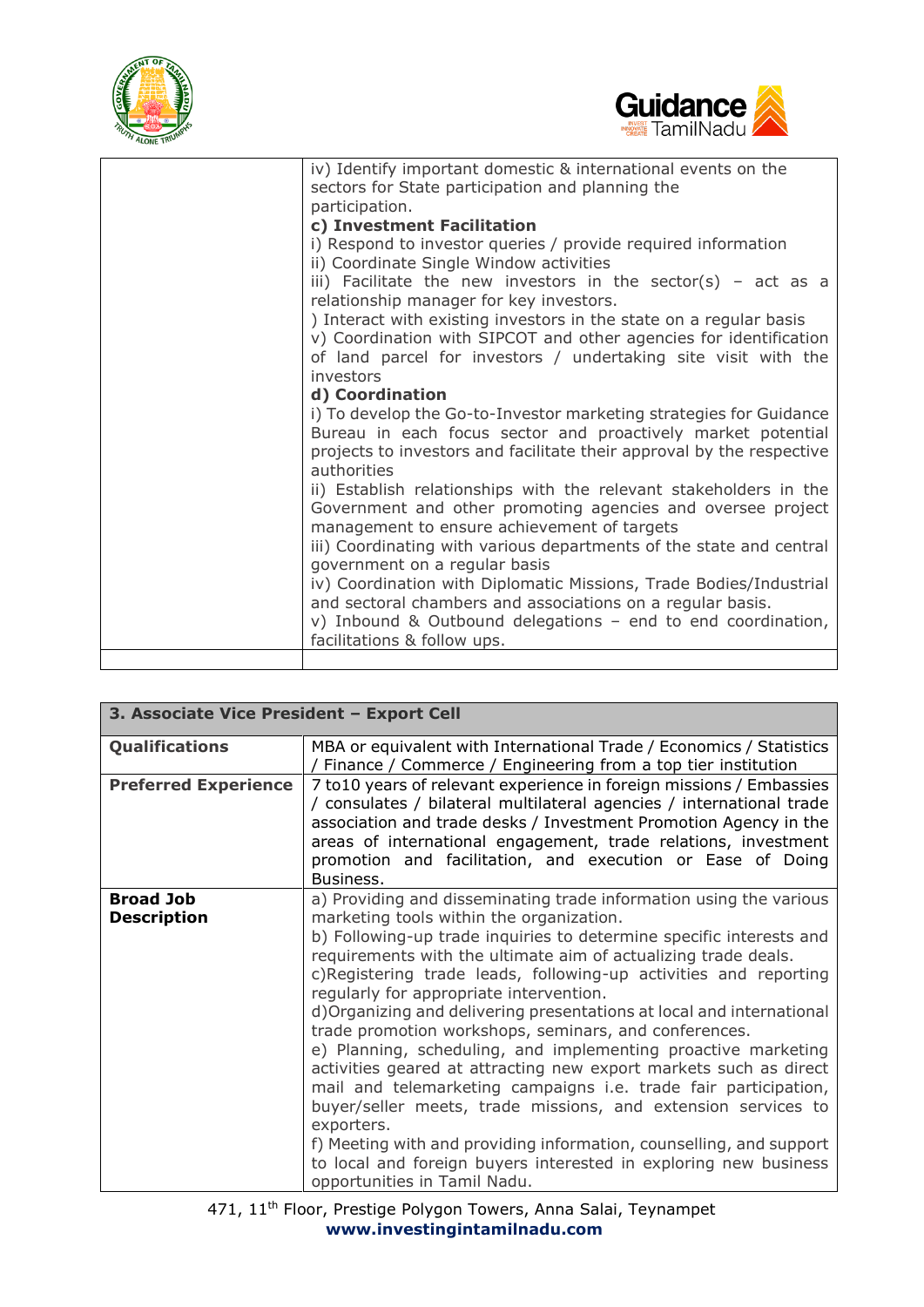| | |
|---|---|
| | iv) Identify important domestic & international events on the sectors for State participation and planning the participation.<br>**c) Investment Facilitation**<br>i) Respond to investor queries / provide required information<br>ii) Coordinate Single Window activities<br>iii) Facilitate the new investors in the sector(s) – act as a relationship manager for key investors.<br>) Interact with existing investors in the state on a regular basis<br>v) Coordination with SIPCOT and other agencies for identification of land parcel for investors / undertaking site visit with the investors<br>**d) Coordination**<br>i) To develop the Go-to-Investor marketing strategies for Guidance Bureau in each focus sector and proactively market potential projects to investors and facilitate their approval by the respective authorities<br>ii) Establish relationships with the relevant stakeholders in the Government and other promoting agencies and oversee project management to ensure achievement of targets<br>iii) Coordinating with various departments of the state and central government on a regular basis<br>iv) Coordination with Diplomatic Missions, Trade Bodies/Industrial and sectoral chambers and associations on a regular basis.<br>v) Inbound & Outbound delegations – end to end coordination, facilitations & follow ups. |
| | |

| **3. Associate Vice President – Export Cell** | |
|---|---|
| **Qualifications** | MBA or equivalent with International Trade / Economics / Statistics / Finance / Commerce / Engineering from a top tier institution |
| **Preferred Experience** | 7 to10 years of relevant experience in foreign missions / Embassies / consulates / bilateral multilateral agencies / international trade association and trade desks / Investment Promotion Agency in the areas of international engagement, trade relations, investment promotion and facilitation, and execution or Ease of Doing Business. |
| **Broad Job Description** | a) Providing and disseminating trade information using the various marketing tools within the organization.<br>b) Following-up trade inquiries to determine specific interests and requirements with the ultimate aim of actualizing trade deals.<br>c)Registering trade leads, following-up activities and reporting regularly for appropriate intervention.<br>d)Organizing and delivering presentations at local and international trade promotion workshops, seminars, and conferences.<br>e) Planning, scheduling, and implementing proactive marketing activities geared at attracting new export markets such as direct mail and telemarketing campaigns i.e. trade fair participation, buyer/seller meets, trade missions, and extension services to exporters.<br>f) Meeting with and providing information, counselling, and support to local and foreign buyers interested in exploring new business opportunities in Tamil Nadu. |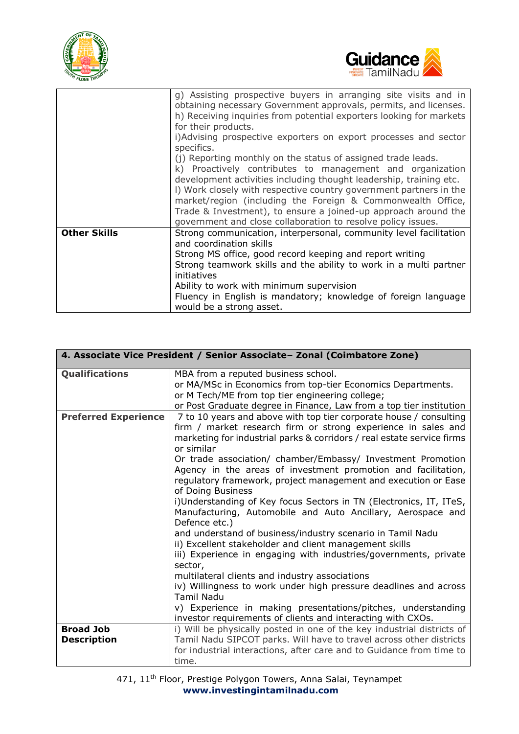| | |
|---|---|
| | g) Assisting prospective buyers in arranging site visits and in obtaining necessary Government approvals, permits, and licenses.<br>h) Receiving inquiries from potential exporters looking for markets for their products.<br>i)Advising prospective exporters on export processes and sector specifics.<br>(j) Reporting monthly on the status of assigned trade leads.<br>k) Proactively contributes to management and organization development activities including thought leadership, training etc.<br>l) Work closely with respective country government partners in the market/region (including the Foreign & Commonwealth Office, Trade & Investment), to ensure a joined-up approach around the government and close collaboration to resolve policy issues. |
| **Other Skills** | Strong communication, interpersonal, community level facilitation and coordination skills<br>Strong MS office, good record keeping and report writing<br>Strong teamwork skills and the ability to work in a multi partner initiatives<br>Ability to work with minimum supervision<br>Fluency in English is mandatory; knowledge of foreign language would be a strong asset. |

| **4. Associate Vice President / Senior Associate– Zonal (Coimbatore Zone)** | |
|---|---|
| **Qualifications** | MBA from a reputed business school.<br>or MA/MSc in Economics from top-tier Economics Departments.<br>or M Tech/ME from top tier engineering college;<br>or Post Graduate degree in Finance, Law from a top tier institution |
| **Preferred Experience** | 7 to 10 years and above with top tier corporate house / consulting firm / market research firm or strong experience in sales and marketing for industrial parks & corridors / real estate service firms or similar<br>Or trade association/ chamber/Embassy/ Investment Promotion Agency in the areas of investment promotion and facilitation, regulatory framework, project management and execution or Ease of Doing Business<br>i)Understanding of Key focus Sectors in TN (Electronics, IT, ITeS, Manufacturing, Automobile and Auto Ancillary, Aerospace and Defence etc.)<br>and understand of business/industry scenario in Tamil Nadu<br>ii) Excellent stakeholder and client management skills<br>iii) Experience in engaging with industries/governments, private sector,<br>multilateral clients and industry associations<br>iv) Willingness to work under high pressure deadlines and across Tamil Nadu<br>v) Experience in making presentations/pitches, understanding investor requirements of clients and interacting with CXOs. |
| **Broad Job Description** | i) Will be physically posted in one of the key industrial districts of Tamil Nadu SIPCOT parks. Will have to travel across other districts for industrial interactions, after care and to Guidance from time to time. |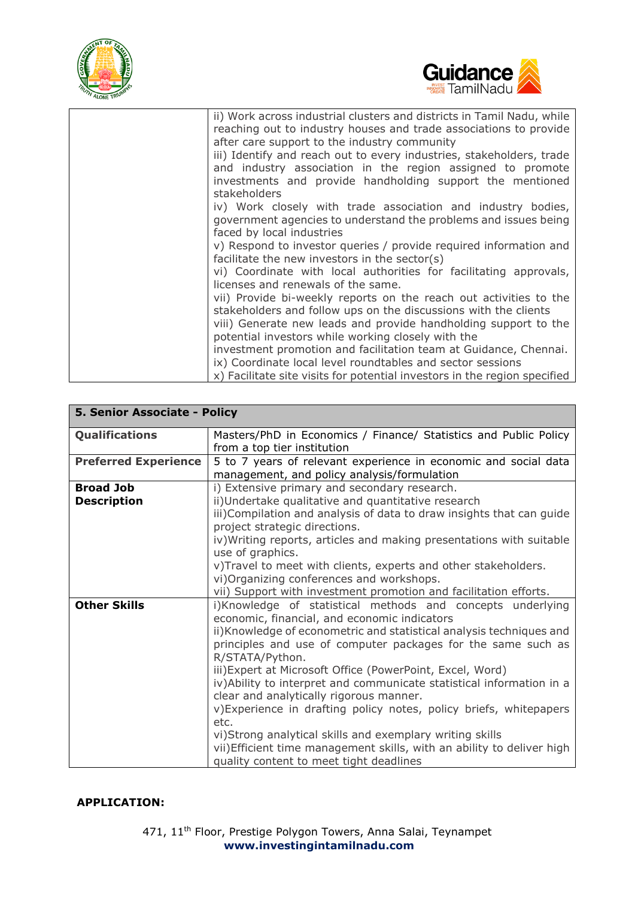| | |
|---|---|
| | ii) Work across industrial clusters and districts in Tamil Nadu, while reaching out to industry houses and trade associations to provide after care support to the industry community<br>iii) Identify and reach out to every industries, stakeholders, trade and industry association in the region assigned to promote investments and provide handholding support the mentioned stakeholders<br>iv) Work closely with trade association and industry bodies, government agencies to understand the problems and issues being faced by local industries<br>v) Respond to investor queries / provide required information and facilitate the new investors in the sector(s)<br>vi) Coordinate with local authorities for facilitating approvals, licenses and renewals of the same.<br>vii) Provide bi-weekly reports on the reach out activities to the stakeholders and follow ups on the discussions with the clients<br>viii) Generate new leads and provide handholding support to the potential investors while working closely with the investment promotion and facilitation team at Guidance, Chennai.<br>ix) Coordinate local level roundtables and sector sessions<br>x) Facilitate site visits for potential investors in the region specified |

| **5. Senior Associate - Policy** | |
|---|---|
| **Qualifications** | Masters/PhD in Economics / Finance/ Statistics and Public Policy from a top tier institution |
| **Preferred Experience** | 5 to 7 years of relevant experience in economic and social data management, and policy analysis/formulation |
| **Broad Job Description** | i) Extensive primary and secondary research.<br>ii)Undertake qualitative and quantitative research<br>iii)Compilation and analysis of data to draw insights that can guide project strategic directions.<br>iv)Writing reports, articles and making presentations with suitable use of graphics.<br>v)Travel to meet with clients, experts and other stakeholders.<br>vi)Organizing conferences and workshops.<br>vii) Support with investment promotion and facilitation efforts. |
| **Other Skills** | i)Knowledge of statistical methods and concepts underlying economic, financial, and economic indicators<br>ii)Knowledge of econometric and statistical analysis techniques and principles and use of computer packages for the same such as R/STATA/Python.<br>iii)Expert at Microsoft Office (PowerPoint, Excel, Word)<br>iv)Ability to interpret and communicate statistical information in a clear and analytically rigorous manner.<br>v)Experience in drafting policy notes, policy briefs, whitepapers etc.<br>vi)Strong analytical skills and exemplary writing skills<br>vii)Efficient time management skills, with an ability to deliver high quality content to meet tight deadlines |

**APPLICATION:**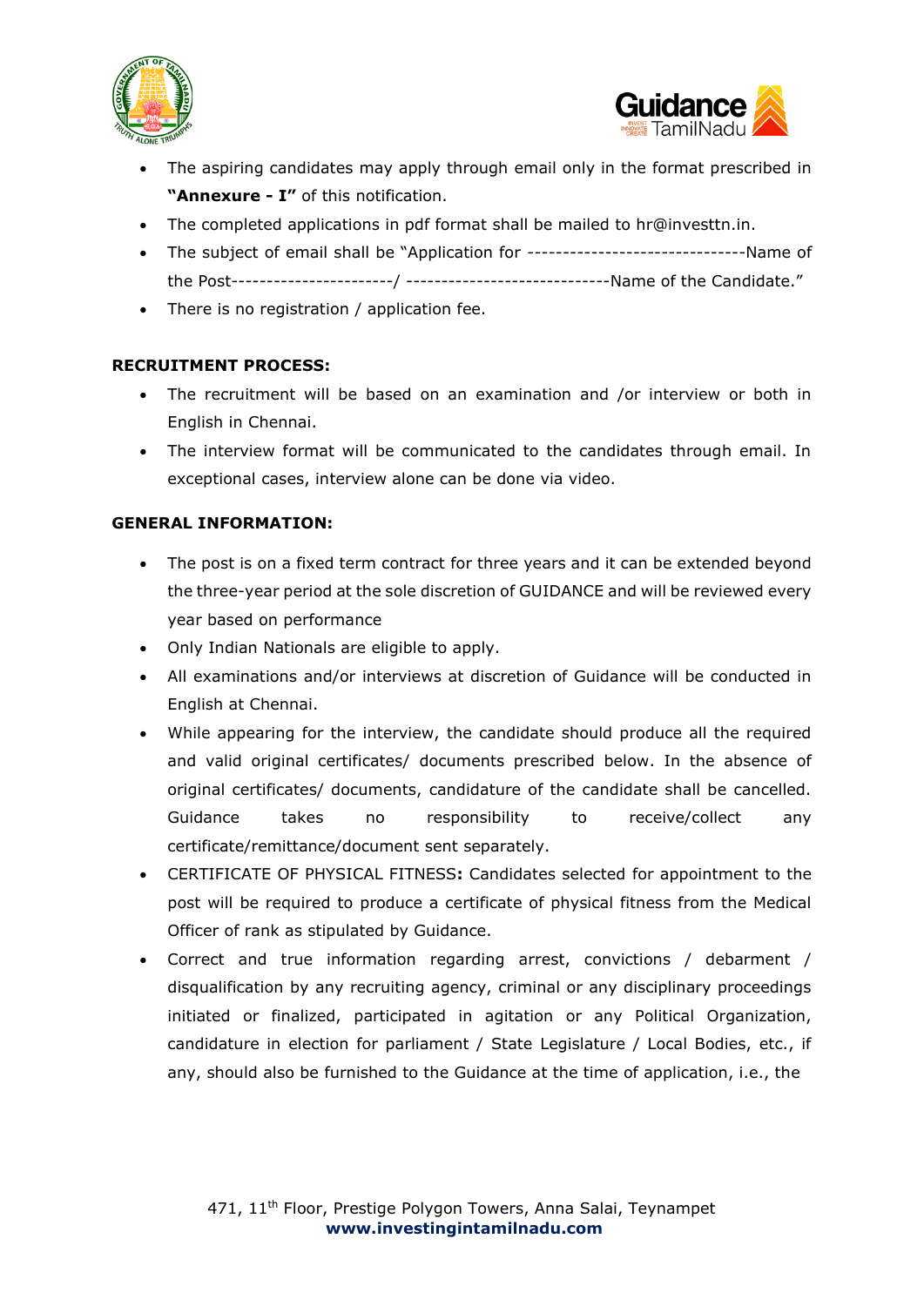- The aspiring candidates may apply through email only in the format prescribed in **"Annexure - I"** of this notification.
- The completed applications in pdf format shall be mailed to hr@investtn.in.
- The subject of email shall be "Application for -------------------------------Name of the Post----------------------/ ----------------------------Name of the Candidate."
- There is no registration / application fee.

**RECRUITMENT PROCESS:**

- The recruitment will be based on an examination and /or interview or both in English in Chennai.
- The interview format will be communicated to the candidates through email. In exceptional cases, interview alone can be done via video.

**GENERAL INFORMATION:**

- The post is on a fixed term contract for three years and it can be extended beyond the three-year period at the sole discretion of GUIDANCE and will be reviewed every year based on performance
- Only Indian Nationals are eligible to apply.
- All examinations and/or interviews at discretion of Guidance will be conducted in English at Chennai.
- While appearing for the interview, the candidate should produce all the required and valid original certificates/ documents prescribed below. In the absence of original certificates/ documents, candidature of the candidate shall be cancelled. Guidance takes no responsibility to receive/collect any certificate/remittance/document sent separately.
- CERTIFICATE OF PHYSICAL FITNESS**:** Candidates selected for appointment to the post will be required to produce a certificate of physical fitness from the Medical Officer of rank as stipulated by Guidance.
- Correct and true information regarding arrest, convictions / debarment / disqualification by any recruiting agency, criminal or any disciplinary proceedings initiated or finalized, participated in agitation or any Political Organization, candidature in election for parliament / State Legislature / Local Bodies, etc., if any, should also be furnished to the Guidance at the time of application, i.e., the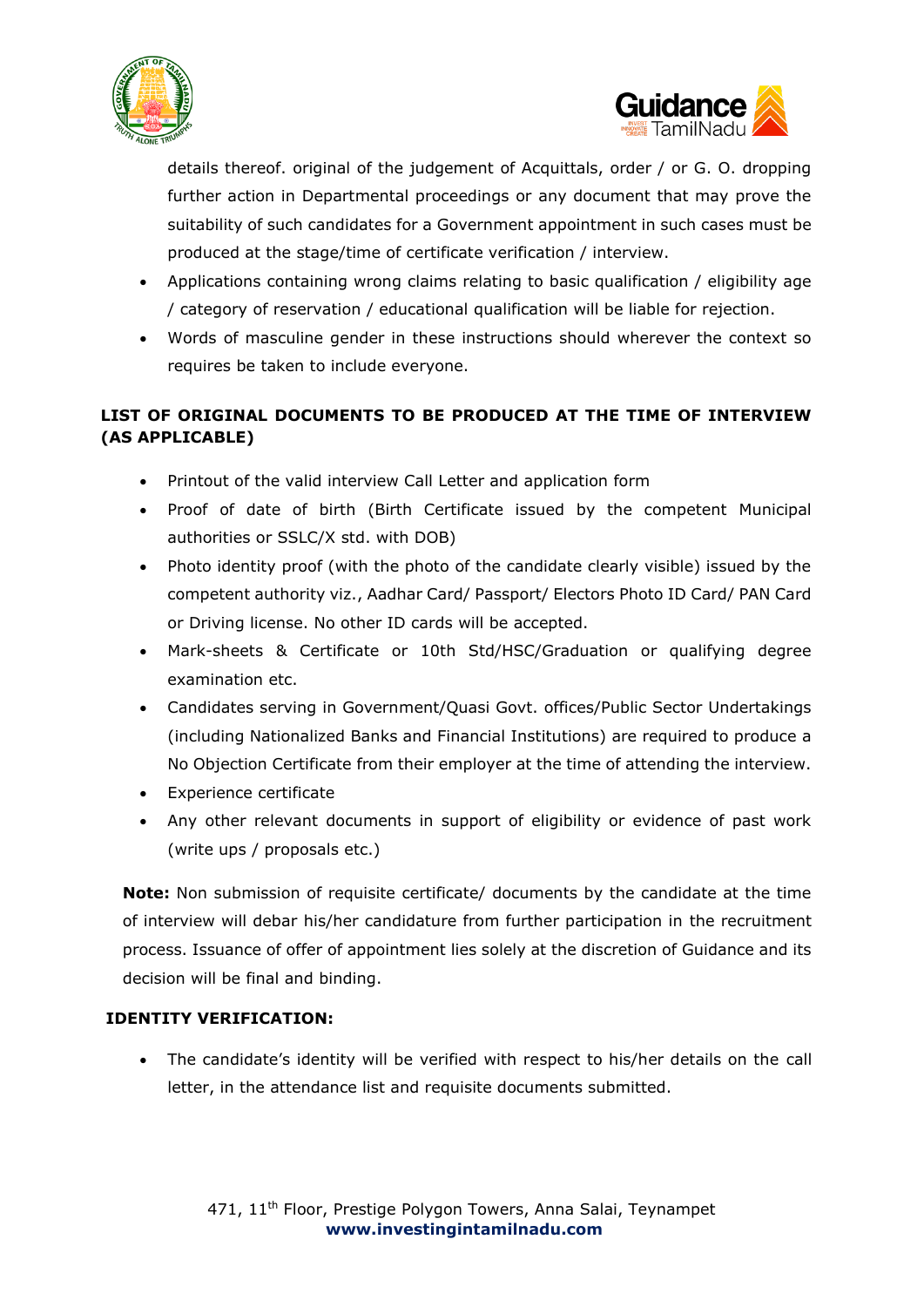details thereof. original of the judgement of Acquittals, order / or G. O. dropping further action in Departmental proceedings or any document that may prove the suitability of such candidates for a Government appointment in such cases must be produced at the stage/time of certificate verification / interview.

- Applications containing wrong claims relating to basic qualification / eligibility age / category of reservation / educational qualification will be liable for rejection.
- Words of masculine gender in these instructions should wherever the context so requires be taken to include everyone.

**LIST OF ORIGINAL DOCUMENTS TO BE PRODUCED AT THE TIME OF INTERVIEW (AS APPLICABLE)**

- Printout of the valid interview Call Letter and application form
- Proof of date of birth (Birth Certificate issued by the competent Municipal authorities or SSLC/X std. with DOB)
- Photo identity proof (with the photo of the candidate clearly visible) issued by the competent authority viz., Aadhar Card/ Passport/ Electors Photo ID Card/ PAN Card or Driving license. No other ID cards will be accepted.
- Mark-sheets & Certificate or 10th Std/HSC/Graduation or qualifying degree examination etc.
- Candidates serving in Government/Quasi Govt. offices/Public Sector Undertakings (including Nationalized Banks and Financial Institutions) are required to produce a No Objection Certificate from their employer at the time of attending the interview.
- Experience certificate
- Any other relevant documents in support of eligibility or evidence of past work (write ups / proposals etc.)

**Note:** Non submission of requisite certificate/ documents by the candidate at the time of interview will debar his/her candidature from further participation in the recruitment process. Issuance of offer of appointment lies solely at the discretion of Guidance and its decision will be final and binding.

**IDENTITY VERIFICATION:**

- The candidate's identity will be verified with respect to his/her details on the call letter, in the attendance list and requisite documents submitted.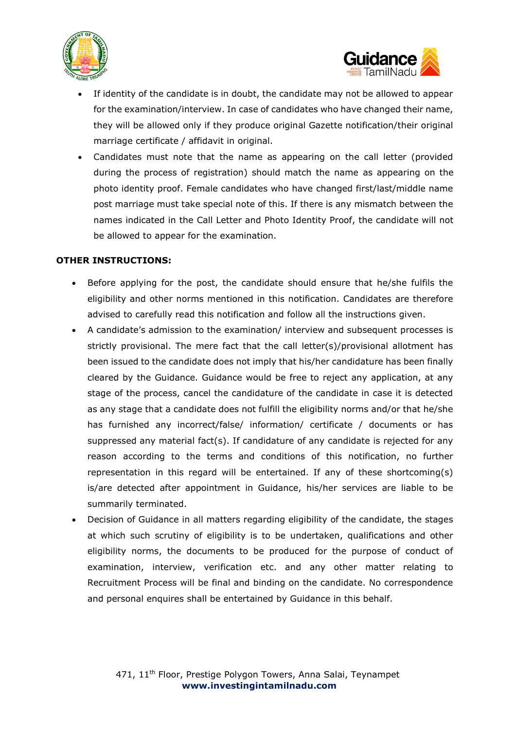- If identity of the candidate is in doubt, the candidate may not be allowed to appear for the examination/interview. In case of candidates who have changed their name, they will be allowed only if they produce original Gazette notification/their original marriage certificate / affidavit in original.
- Candidates must note that the name as appearing on the call letter (provided during the process of registration) should match the name as appearing on the photo identity proof. Female candidates who have changed first/last/middle name post marriage must take special note of this. If there is any mismatch between the names indicated in the Call Letter and Photo Identity Proof, the candidate will not be allowed to appear for the examination.

**OTHER INSTRUCTIONS:**

- Before applying for the post, the candidate should ensure that he/she fulfils the eligibility and other norms mentioned in this notification. Candidates are therefore advised to carefully read this notification and follow all the instructions given.
- A candidate's admission to the examination/ interview and subsequent processes is strictly provisional. The mere fact that the call letter(s)/provisional allotment has been issued to the candidate does not imply that his/her candidature has been finally cleared by the Guidance. Guidance would be free to reject any application, at any stage of the process, cancel the candidature of the candidate in case it is detected as any stage that a candidate does not fulfill the eligibility norms and/or that he/she has furnished any incorrect/false/ information/ certificate / documents or has suppressed any material fact(s). If candidature of any candidate is rejected for any reason according to the terms and conditions of this notification, no further representation in this regard will be entertained. If any of these shortcoming(s) is/are detected after appointment in Guidance, his/her services are liable to be summarily terminated.
- Decision of Guidance in all matters regarding eligibility of the candidate, the stages at which such scrutiny of eligibility is to be undertaken, qualifications and other eligibility norms, the documents to be produced for the purpose of conduct of examination, interview, verification etc. and any other matter relating to Recruitment Process will be final and binding on the candidate. No correspondence and personal enquires shall be entertained by Guidance in this behalf.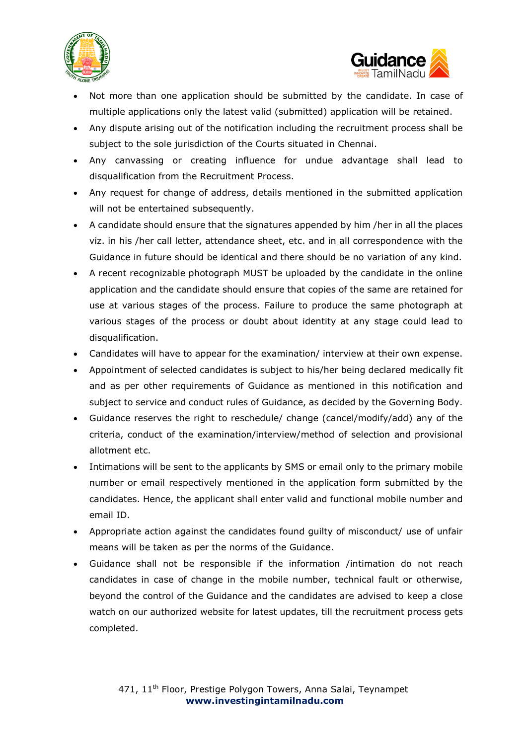- Not more than one application should be submitted by the candidate. In case of multiple applications only the latest valid (submitted) application will be retained.
- Any dispute arising out of the notification including the recruitment process shall be subject to the sole jurisdiction of the Courts situated in Chennai.
- Any canvassing or creating influence for undue advantage shall lead to disqualification from the Recruitment Process.
- Any request for change of address, details mentioned in the submitted application will not be entertained subsequently.
- A candidate should ensure that the signatures appended by him /her in all the places viz. in his /her call letter, attendance sheet, etc. and in all correspondence with the Guidance in future should be identical and there should be no variation of any kind.
- A recent recognizable photograph MUST be uploaded by the candidate in the online application and the candidate should ensure that copies of the same are retained for use at various stages of the process. Failure to produce the same photograph at various stages of the process or doubt about identity at any stage could lead to disqualification.
- Candidates will have to appear for the examination/ interview at their own expense.
- Appointment of selected candidates is subject to his/her being declared medically fit and as per other requirements of Guidance as mentioned in this notification and subject to service and conduct rules of Guidance, as decided by the Governing Body.
- Guidance reserves the right to reschedule/ change (cancel/modify/add) any of the criteria, conduct of the examination/interview/method of selection and provisional allotment etc.
- Intimations will be sent to the applicants by SMS or email only to the primary mobile number or email respectively mentioned in the application form submitted by the candidates. Hence, the applicant shall enter valid and functional mobile number and email ID.
- Appropriate action against the candidates found guilty of misconduct/ use of unfair means will be taken as per the norms of the Guidance.
- Guidance shall not be responsible if the information /intimation do not reach candidates in case of change in the mobile number, technical fault or otherwise, beyond the control of the Guidance and the candidates are advised to keep a close watch on our authorized website for latest updates, till the recruitment process gets completed.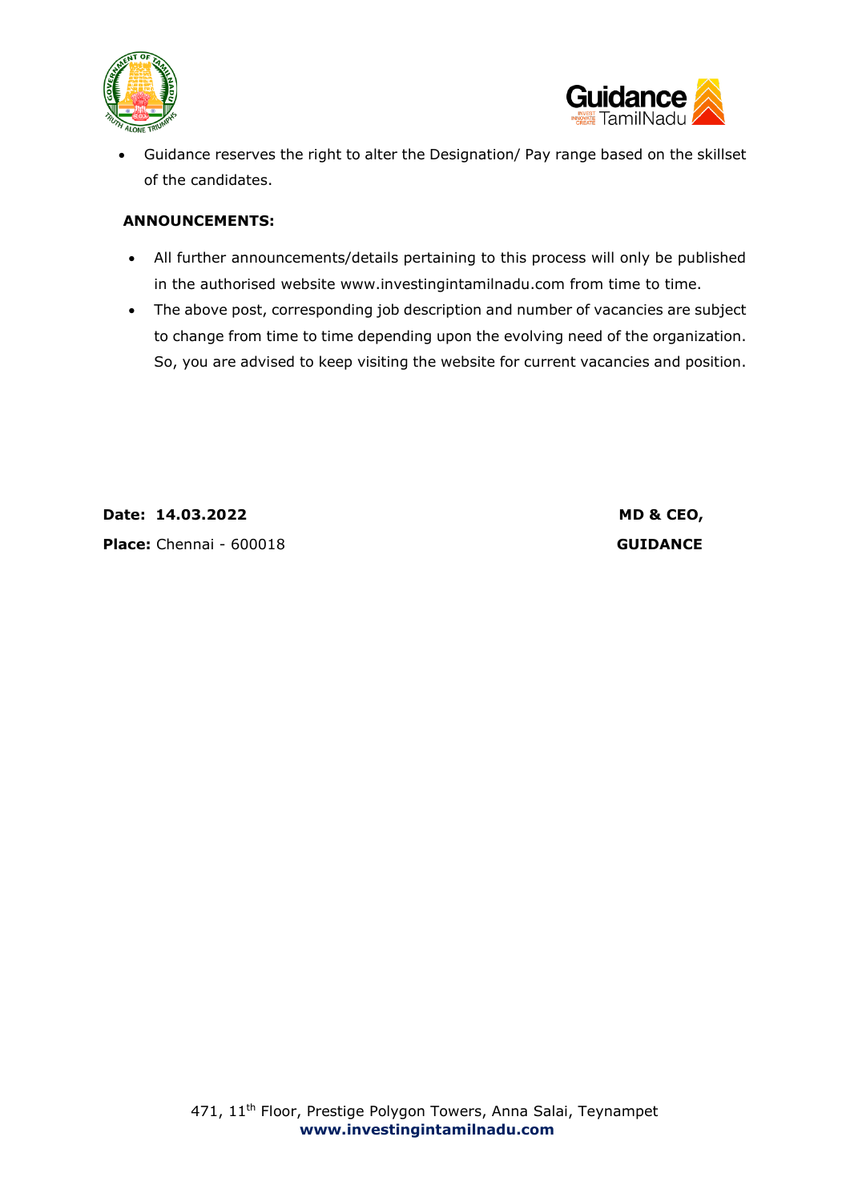- Guidance reserves the right to alter the Designation/ Pay range based on the skillset of the candidates.

**ANNOUNCEMENTS:**

- All further announcements/details pertaining to this process will only be published in the authorised website www.investingintamilnadu.com from time to time.
- The above post, corresponding job description and number of vacancies are subject to change from time to time depending upon the evolving need of the organization. So, you are advised to keep visiting the website for current vacancies and position.

**Date: 14.03.2022**

**Place:** Chennai - 600018

**MD & CEO,**

**GUIDANCE**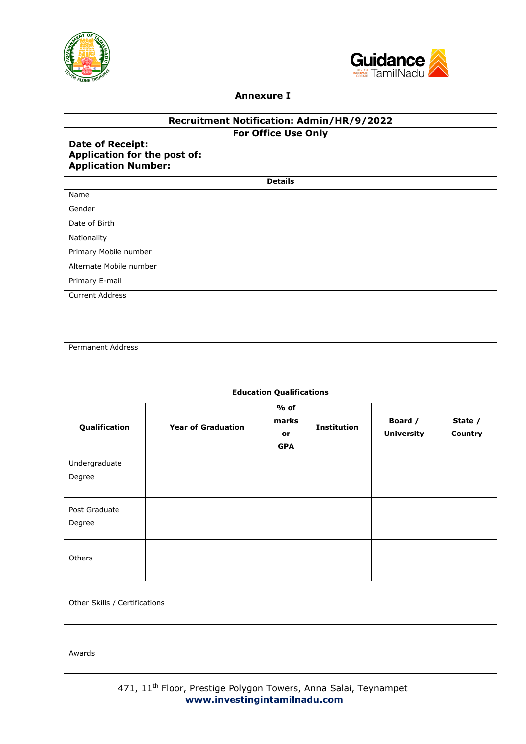## Annexure I

| Recruitment Notification: Admin/HR/9/2022 | |
|---|---|
| **For Office Use Only**<br>**Date of Receipt:**<br>**Application for the post of:**<br>**Application Number:** | |
| **Details** | |
| Name | |
| Gender | |
| Date of Birth | |
| Nationality | |
| Primary Mobile number | |
| Alternate Mobile number | |
| Primary E-mail | |
| Current Address | |
| Permanent Address | |

**Education Qualifications**

| Qualification | Year of Graduation | % of marks or GPA | Institution | Board / University | State / Country |
|---|---|---|---|---|---|
| Undergraduate Degree | | | | | |
| Post Graduate Degree | | | | | |
| Others | | | | | |

| | |
|---|---|
| Other Skills / Certifications | |
| Awards | |

471, 11th Floor, Prestige Polygon Towers, Anna Salai, Teynampet
**www.investingintamilnadu.com**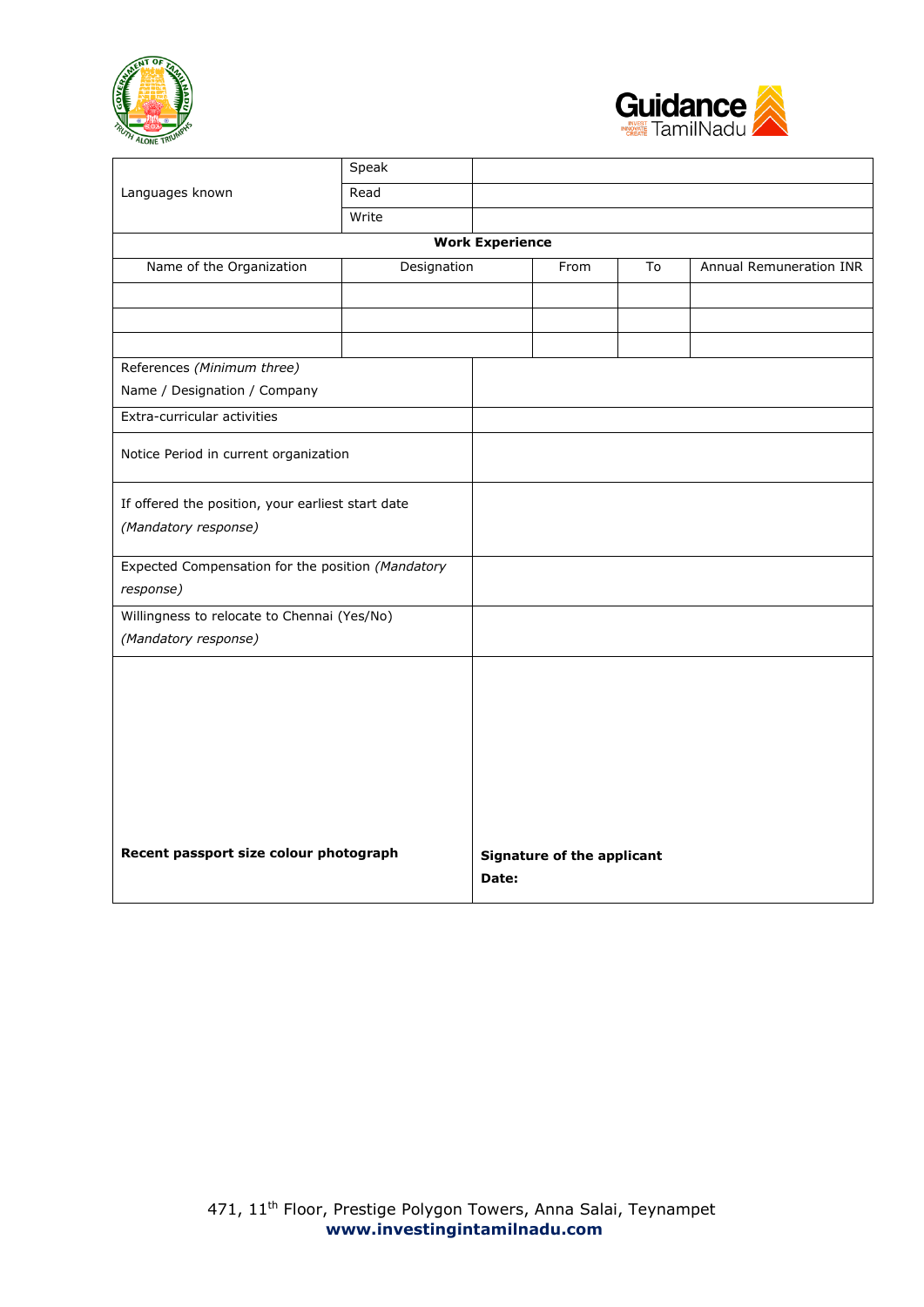| | | |
|---|---|---|
| Languages known | Speak | |
| | Read | |
| | Write | |

**Work Experience**

| Name of the Organization | Designation | From | To | Annual Remuneration INR |
|---|---|---|---|---|
| | | | | |
| | | | | |
| | | | | |

| | |
|---|---|
| References *(Minimum three)*<br>Name / Designation / Company | |
| Extra-curricular activities | |
| Notice Period in current organization | |
| If offered the position, your earliest start date<br>*(Mandatory response)* | |
| Expected Compensation for the position *(Mandatory response)* | |
| Willingness to relocate to Chennai (Yes/No)<br>*(Mandatory response)* | |
| **Recent passport size colour photograph** | **Signature of the applicant**<br>**Date:** |

471, 11th Floor, Prestige Polygon Towers, Anna Salai, Teynampet
**www.investingintamilnadu.com**